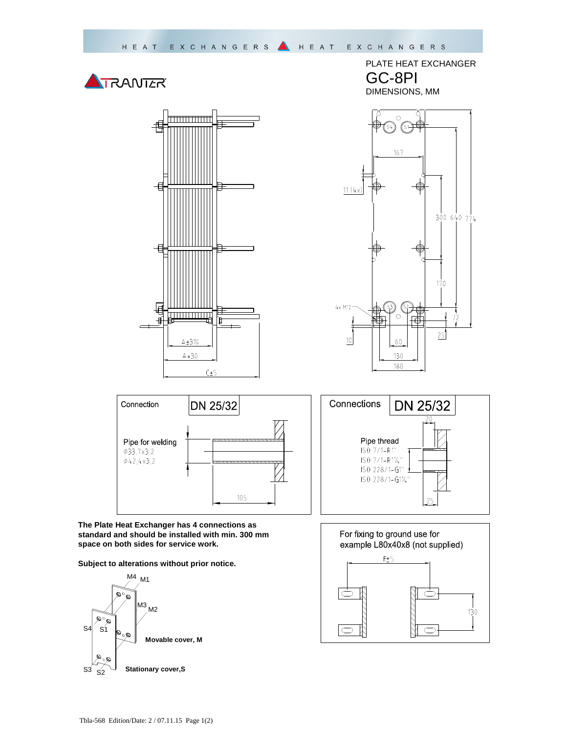PLATE HEAT EXCHANGER

# GC-8PI

DIMENSIONS, MM

A±3%
A+30
C±5

167
11 (4x)
300
640
774
170
4x M12
72
25
10
60
130
180

S4
S1
S3
S2

Connection
DN 25/32
Pipe for welding
⌀33,7x3,2
⌀42,4x3,2
105

Connections
DN 25/32
20
Pipe thread
ISO 7/1-R1"
ISO 7/1-R1¼"
ISO 228/1-G1"
ISO 228/1-G1¼"
25

**The Plate Heat Exchanger has 4 connections as standard and should be installed with min. 300 mm space on both sides for service work.**

**Subject to alterations without prior notice.**

M4
M1
M3
M2
S4
S1
S3
S2
**Movable cover, M**
**Stationary cover,S**

For fixing to ground use for example L80x40x8 (not supplied)

F±5
130

Tbla-568 Edition/Date: 2 / 07.11.15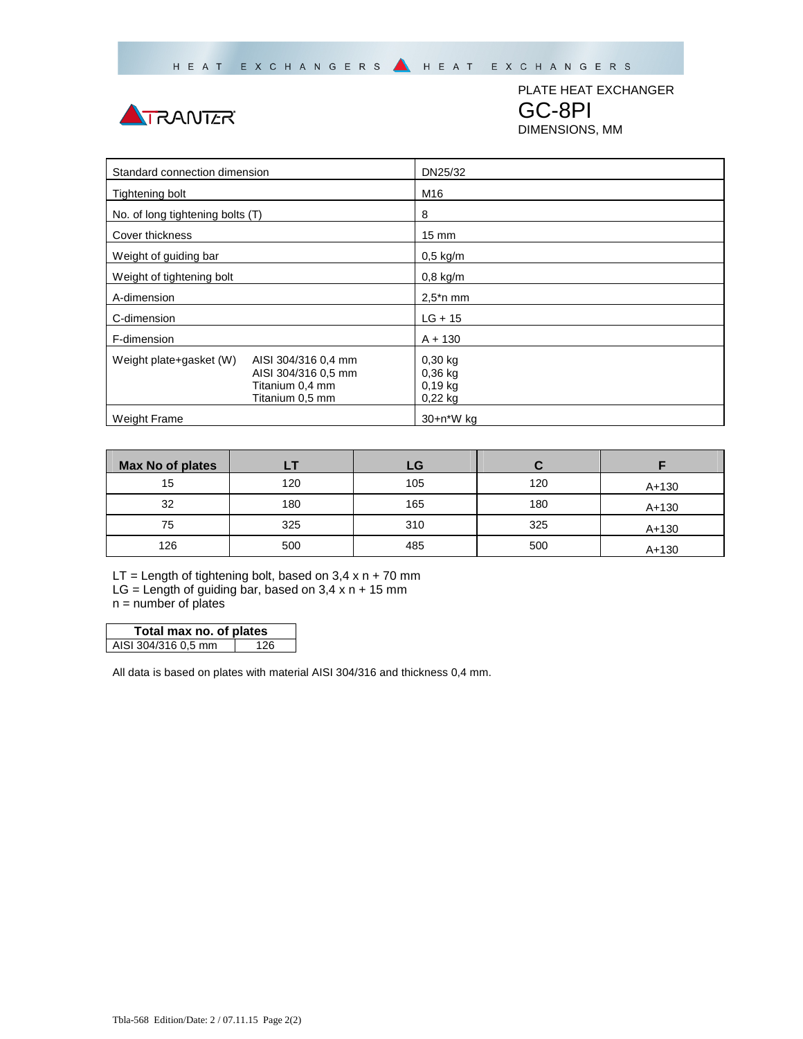PLATE HEAT EXCHANGER

# GC-8PI

DIMENSIONS, MM

| | |
|---|---|
| Standard connection dimension | DN25/32 |
| Tightening bolt | M16 |
| No. of long tightening bolts (T) | 8 |
| Cover thickness | 15 mm |
| Weight of guiding bar | 0,5 kg/m |
| Weight of tightening bolt | 0,8 kg/m |
| A-dimension | 2,5*n mm |
| C-dimension | LG + 15 |
| F-dimension | A + 130 |
| Weight plate+gasket (W) AISI 304/316 0,4 mm | 0,30 kg |
| AISI 304/316 0,5 mm | 0,36 kg |
| Titanium 0,4 mm | 0,19 kg |
| Titanium 0,5 mm | 0,22 kg |
| Weight Frame | 30+n*W kg |

| Max No of plates | LT | LG | C | F |
|---|---|---|---|---|
| 15 | 120 | 105 | 120 | A+130 |
| 32 | 180 | 165 | 180 | A+130 |
| 75 | 325 | 310 | 325 | A+130 |
| 126 | 500 | 485 | 500 | A+130 |

LT = Length of tightening bolt, based on 3,4 x n + 70 mm
LG = Length of guiding bar, based on 3,4 x n + 15 mm
n = number of plates

| Total max no. of plates | |
|---|---|
| AISI 304/316 0,5 mm | 126 |

All data is based on plates with material AISI 304/316 and thickness 0,4 mm.

Tbla-568 Edition/Date: 2 / 07.11.15